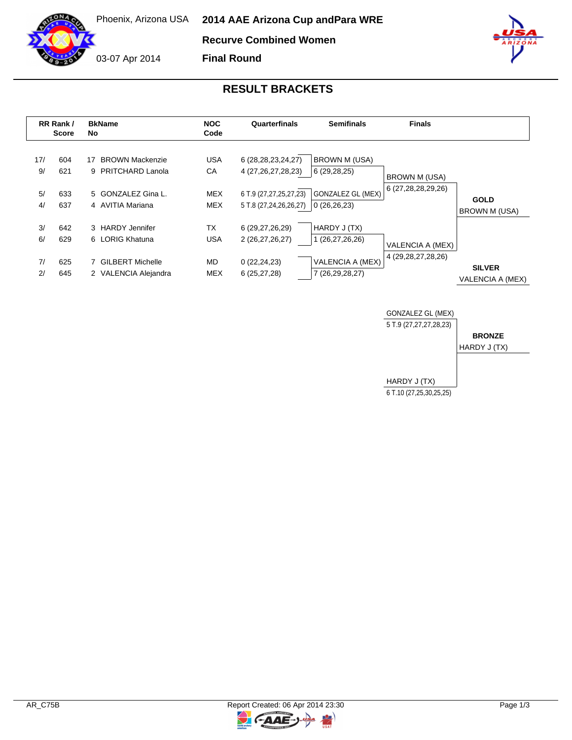Phoenix, Arizona USA

03-07 Apr 2014

# 2014 AAE Arizona Cup andPara WRE

## Recurve Combined Women

## Final Round

## RESULT BRACKETS

| RR Rank / | Score | BkName No | | NOC Code | Quarterfinals | Semifinals | Finals | |
|---|---|---|---|---|---|---|---|---|
| 17/ | 604 | 17 | BROWN Mackenzie | USA | 6 (28,28,23,24,27) | BROWN M (USA) | | |
| 9/ | 621 | 9 | PRITCHARD Lanola | CA | 4 (27,26,27,28,23) | 6 (29,28,25) | BROWN M (USA) | |
| | | | | | | | 6 (27,28,28,29,26) | |
| 5/ | 633 | 5 | GONZALEZ Gina L. | MEX | 6 T.9 (27,27,25,27,23) | GONZALEZ GL (MEX) | | **GOLD** |
| 4/ | 637 | 4 | AVITIA Mariana | MEX | 5 T.8 (27,24,26,26,27) | 0 (26,26,23) | | BROWN M (USA) |
| 3/ | 642 | 3 | HARDY Jennifer | TX | 6 (29,27,26,29) | HARDY J (TX) | | |
| 6/ | 629 | 6 | LORIG Khatuna | USA | 2 (26,27,26,27) | 1 (26,27,26,26) | VALENCIA A (MEX) | |
| | | | | | | | 4 (29,28,27,28,26) | |
| 7/ | 625 | 7 | GILBERT Michelle | MD | 0 (22,24,23) | VALENCIA A (MEX) | | **SILVER** |
| 2/ | 645 | 2 | VALENCIA Alejandra | MEX | 6 (25,27,28) | 7 (26,29,28,27) | | VALENCIA A (MEX) |

**Bronze Match**

| Finals | |
|---|---|
| GONZALEZ GL (MEX) | |
| 5 T.9 (27,27,27,28,23) | **BRONZE** |
| | HARDY J (TX) |
| HARDY J (TX) | |
| 6 T.10 (27,25,30,25,25) | |

AR_C75B

Report Created: 06 Apr 2014 23:30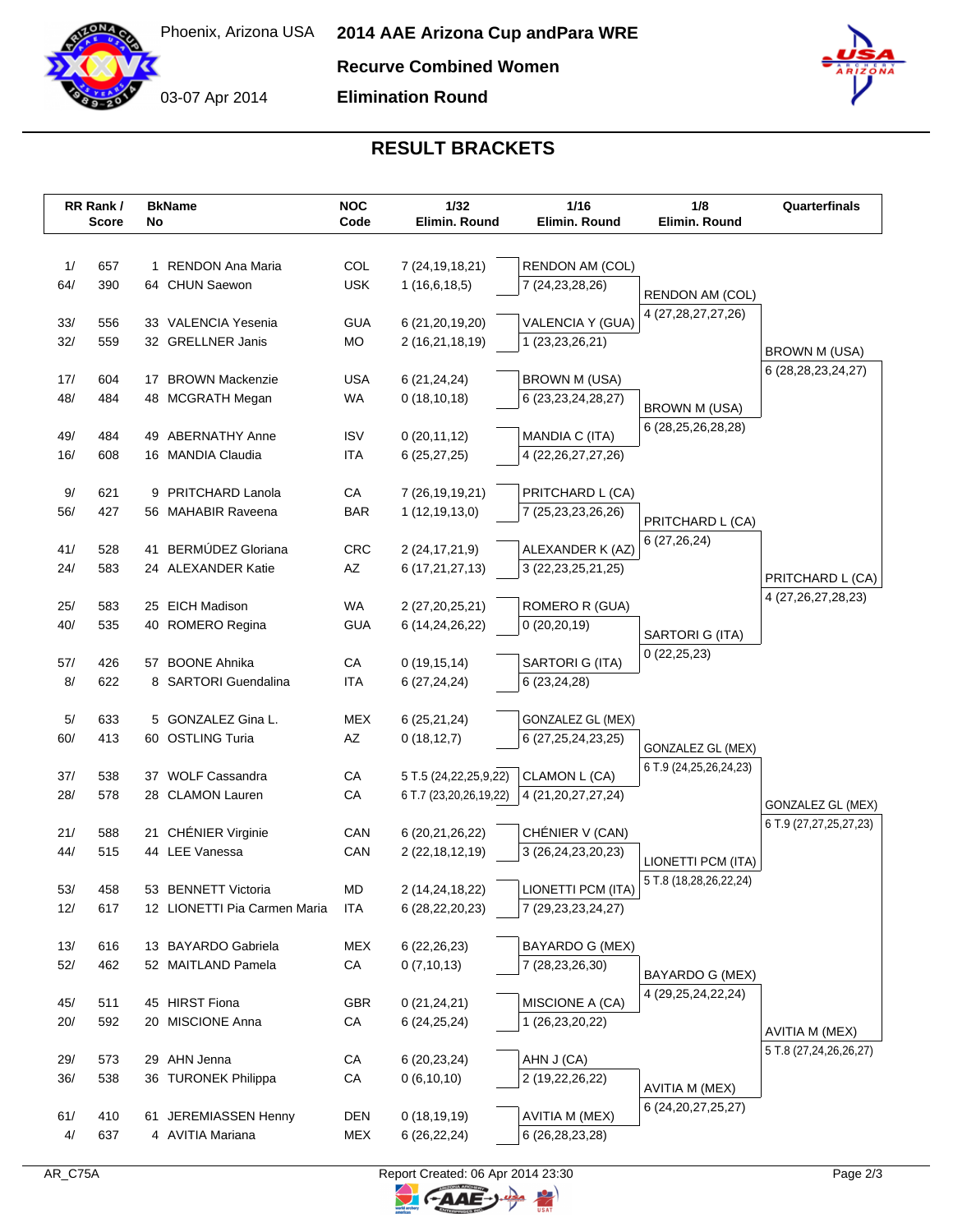Phoenix, Arizona USA

03-07 Apr 2014

# 2014 AAE Arizona Cup andPara WRE

## Recurve Combined Women

## Elimination Round

## RESULT BRACKETS

| RR Rank / | Score | Bk No | Name | NOC Code | 1/32 Elimin. Round | 1/16 Elimin. Round | 1/8 Elimin. Round | Quarterfinals |
|---|---|---|---|---|---|---|---|---|
| 1/ | 657 | 1 | RENDON Ana Maria | COL | 7 (24,19,18,21) | RENDON AM (COL) | | |
| 64/ | 390 | 64 | CHUN Saewon | USK | 1 (16,6,18,5) | 7 (24,23,28,26) | RENDON AM (COL) | |
| | | | | | | | 4 (27,28,27,27,26) | |
| 33/ | 556 | 33 | VALENCIA Yesenia | GUA | 6 (21,20,19,20) | VALENCIA Y (GUA) | | |
| 32/ | 559 | 32 | GRELLNER Janis | MO | 2 (16,21,18,19) | 1 (23,23,26,21) | | BROWN M (USA) |
| | | | | | | | | 6 (28,28,23,24,27) |
| 17/ | 604 | 17 | BROWN Mackenzie | USA | 6 (21,24,24) | BROWN M (USA) | | |
| 48/ | 484 | 48 | MCGRATH Megan | WA | 0 (18,10,18) | 6 (23,23,24,28,27) | BROWN M (USA) | |
| | | | | | | | 6 (28,25,26,28,28) | |
| 49/ | 484 | 49 | ABERNATHY Anne | ISV | 0 (20,11,12) | MANDIA C (ITA) | | |
| 16/ | 608 | 16 | MANDIA Claudia | ITA | 6 (25,27,25) | 4 (22,26,27,27,26) | | |
| 9/ | 621 | 9 | PRITCHARD Lanola | CA | 7 (26,19,19,21) | PRITCHARD L (CA) | | |
| 56/ | 427 | 56 | MAHABIR Raveena | BAR | 1 (12,19,13,0) | 7 (25,23,23,26,26) | PRITCHARD L (CA) | |
| | | | | | | | 6 (27,26,24) | |
| 41/ | 528 | 41 | BERMÚDEZ Gloriana | CRC | 2 (24,17,21,9) | ALEXANDER K (AZ) | | |
| 24/ | 583 | 24 | ALEXANDER Katie | AZ | 6 (17,21,27,13) | 3 (22,23,25,21,25) | | PRITCHARD L (CA) |
| | | | | | | | | 4 (27,26,27,28,23) |
| 25/ | 583 | 25 | EICH Madison | WA | 2 (27,20,25,21) | ROMERO R (GUA) | | |
| 40/ | 535 | 40 | ROMERO Regina | GUA | 6 (14,24,26,22) | 0 (20,20,19) | SARTORI G (ITA) | |
| | | | | | | | 0 (22,25,23) | |
| 57/ | 426 | 57 | BOONE Ahnika | CA | 0 (19,15,14) | SARTORI G (ITA) | | |
| 8/ | 622 | 8 | SARTORI Guendalina | ITA | 6 (27,24,24) | 6 (23,24,28) | | |
| 5/ | 633 | 5 | GONZALEZ Gina L. | MEX | 6 (25,21,24) | GONZALEZ GL (MEX) | | |
| 60/ | 413 | 60 | OSTLING Turia | AZ | 0 (18,12,7) | 6 (27,25,24,23,25) | GONZALEZ GL (MEX) | |
| | | | | | | | 6 T.9 (24,25,26,24,23) | |
| 37/ | 538 | 37 | WOLF Cassandra | CA | 5 T.5 (24,22,25,9,22) | CLAMON L (CA) | | |
| 28/ | 578 | 28 | CLAMON Lauren | CA | 6 T.7 (23,20,26,19,22) | 4 (21,20,27,27,24) | | GONZALEZ GL (MEX) |
| | | | | | | | | 6 T.9 (27,27,25,27,23) |
| 21/ | 588 | 21 | CHÉNIER Virginie | CAN | 6 (20,21,26,22) | CHÉNIER V (CAN) | | |
| 44/ | 515 | 44 | LEE Vanessa | CAN | 2 (22,18,12,19) | 3 (26,24,23,20,23) | LIONETTI PCM (ITA) | |
| | | | | | | | 5 T.8 (18,28,26,22,24) | |
| 53/ | 458 | 53 | BENNETT Victoria | MD | 2 (14,24,18,22) | LIONETTI PCM (ITA) | | |
| 12/ | 617 | 12 | LIONETTI Pia Carmen Maria | ITA | 6 (28,22,20,23) | 7 (29,23,23,24,27) | | |
| 13/ | 616 | 13 | BAYARDO Gabriela | MEX | 6 (22,26,23) | BAYARDO G (MEX) | | |
| 52/ | 462 | 52 | MAITLAND Pamela | CA | 0 (7,10,13) | 7 (28,23,26,30) | BAYARDO G (MEX) | |
| | | | | | | | 4 (29,25,24,22,24) | |
| 45/ | 511 | 45 | HIRST Fiona | GBR | 0 (21,24,21) | MISCIONE A (CA) | | |
| 20/ | 592 | 20 | MISCIONE Anna | CA | 6 (24,25,24) | 1 (26,23,20,22) | | AVITIA M (MEX) |
| | | | | | | | | 5 T.8 (27,24,26,26,27) |
| 29/ | 573 | 29 | AHN Jenna | CA | 6 (20,23,24) | AHN J (CA) | | |
| 36/ | 538 | 36 | TURONEK Philippa | CA | 0 (6,10,10) | 2 (19,22,26,22) | AVITIA M (MEX) | |
| | | | | | | | 6 (24,20,27,25,27) | |
| 61/ | 410 | 61 | JEREMIASSEN Henny | DEN | 0 (18,19,19) | AVITIA M (MEX) | | |
| 4/ | 637 | 4 | AVITIA Mariana | MEX | 6 (26,22,24) | 6 (26,28,23,28) | | |

AR_C75A

Report Created: 06 Apr 2014 23:30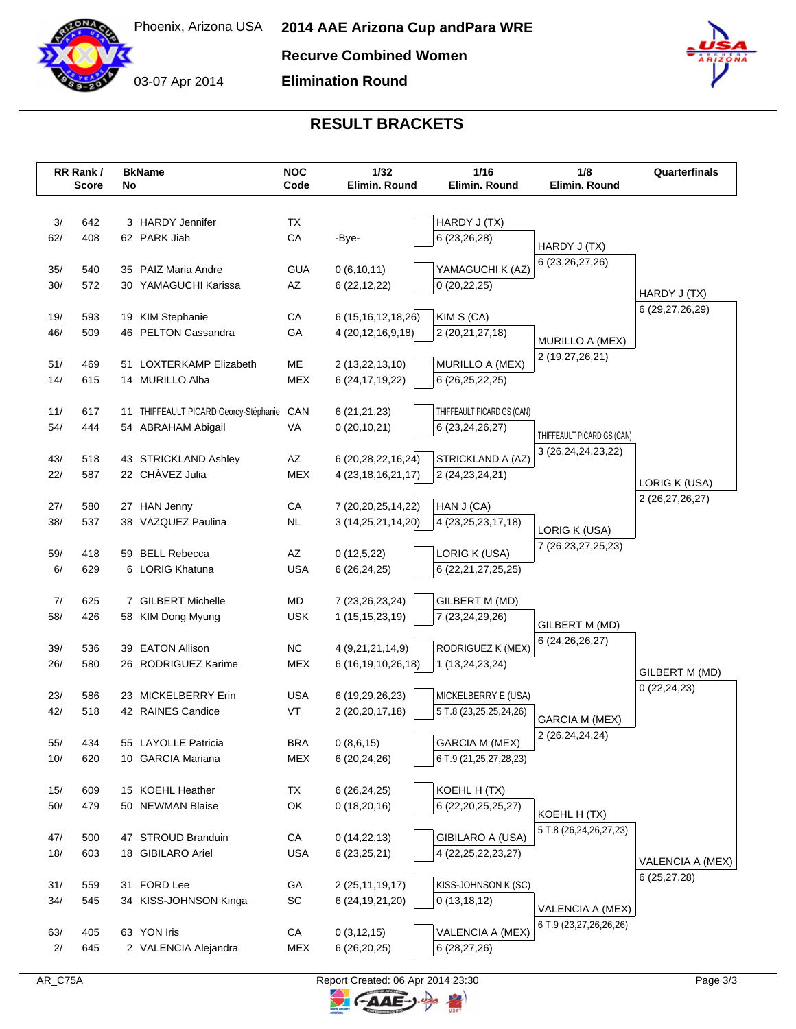Phoenix, Arizona USA

03-07 Apr 2014

# 2014 AAE Arizona Cup andPara WRE

## Recurve Combined Women

## Elimination Round

### RESULT BRACKETS

| RR Rank / Score | | BkName No | | NOC Code | 1/32 Elimin. Round | 1/16 Elimin. Round | 1/8 Elimin. Round | Quarterfinals |
|---|---|---|---|---|---|---|---|---|
| 3/ | 642 | 3 | HARDY Jennifer | TX | | HARDY J (TX) | | |
| 62/ | 408 | 62 | PARK Jiah | CA | -Bye- | 6 (23,26,28) | HARDY J (TX) | |
| | | | | | | | 6 (23,26,27,26) | |
| 35/ | 540 | 35 | PAIZ Maria Andre | GUA | 0 (6,10,11) | YAMAGUCHI K (AZ) | | |
| 30/ | 572 | 30 | YAMAGUCHI Karissa | AZ | 6 (22,12,22) | 0 (20,22,25) | | HARDY J (TX) |
| | | | | | | | | 6 (29,27,26,29) |
| 19/ | 593 | 19 | KIM Stephanie | CA | 6 (15,16,12,18,26) | KIM S (CA) | | |
| 46/ | 509 | 46 | PELTON Cassandra | GA | 4 (20,12,16,9,18) | 2 (20,21,27,18) | MURILLO A (MEX) | |
| | | | | | | | 2 (19,27,26,21) | |
| 51/ | 469 | 51 | LOXTERKAMP Elizabeth | ME | 2 (13,22,13,10) | MURILLO A (MEX) | | |
| 14/ | 615 | 14 | MURILLO Alba | MEX | 6 (24,17,19,22) | 6 (26,25,22,25) | | |
| 11/ | 617 | 11 | THIFFEAULT PICARD Georcy-Stéphanie | CAN | 6 (21,21,23) | THIFFEAULT PICARD GS (CAN) | | |
| 54/ | 444 | 54 | ABRAHAM Abigail | VA | 0 (20,10,21) | 6 (23,24,26,27) | THIFFEAULT PICARD GS (CAN) | |
| | | | | | | | 3 (26,24,24,23,22) | |
| 43/ | 518 | 43 | STRICKLAND Ashley | AZ | 6 (20,28,22,16,24) | STRICKLAND A (AZ) | | |
| 22/ | 587 | 22 | CHÀVEZ Julia | MEX | 4 (23,18,16,21,17) | 2 (24,23,24,21) | | LORIG K (USA) |
| | | | | | | | | 2 (26,27,26,27) |
| 27/ | 580 | 27 | HAN Jenny | CA | 7 (20,20,25,14,22) | HAN J (CA) | | |
| 38/ | 537 | 38 | VÁZQUEZ Paulina | NL | 3 (14,25,21,14,20) | 4 (23,25,23,17,18) | LORIG K (USA) | |
| | | | | | | | 7 (26,23,27,25,23) | |
| 59/ | 418 | 59 | BELL Rebecca | AZ | 0 (12,5,22) | LORIG K (USA) | | |
| 6/ | 629 | 6 | LORIG Khatuna | USA | 6 (26,24,25) | 6 (22,21,27,25,25) | | |
| 7/ | 625 | 7 | GILBERT Michelle | MD | 7 (23,26,23,24) | GILBERT M (MD) | | |
| 58/ | 426 | 58 | KIM Dong Myung | USK | 1 (15,15,23,19) | 7 (23,24,29,26) | GILBERT M (MD) | |
| | | | | | | | 6 (24,26,26,27) | |
| 39/ | 536 | 39 | EATON Allison | NC | 4 (9,21,21,14,9) | RODRIGUEZ K (MEX) | | |
| 26/ | 580 | 26 | RODRIGUEZ Karime | MEX | 6 (16,19,10,26,18) | 1 (13,24,23,24) | | GILBERT M (MD) |
| | | | | | | | | 0 (22,24,23) |
| 23/ | 586 | 23 | MICKELBERRY Erin | USA | 6 (19,29,26,23) | MICKELBERRY E (USA) | | |
| 42/ | 518 | 42 | RAINES Candice | VT | 2 (20,20,17,18) | 5 T.8 (23,25,25,24,26) | GARCIA M (MEX) | |
| | | | | | | | 2 (26,24,24,24) | |
| 55/ | 434 | 55 | LAYOLLE Patricia | BRA | 0 (8,6,15) | GARCIA M (MEX) | | |
| 10/ | 620 | 10 | GARCIA Mariana | MEX | 6 (20,24,26) | 6 T.9 (21,25,27,28,23) | | |
| 15/ | 609 | 15 | KOEHL Heather | TX | 6 (26,24,25) | KOEHL H (TX) | | |
| 50/ | 479 | 50 | NEWMAN Blaise | OK | 0 (18,20,16) | 6 (22,20,25,25,27) | KOEHL H (TX) | |
| | | | | | | | 5 T.8 (26,24,24,26,27,23) | |
| 47/ | 500 | 47 | STROUD Branduin | CA | 0 (14,22,13) | GIBILARO A (USA) | | |
| 18/ | 603 | 18 | GIBILARO Ariel | USA | 6 (23,25,21) | 4 (22,25,22,23,27) | | VALENCIA A (MEX) |
| | | | | | | | | 6 (25,27,28) |
| 31/ | 559 | 31 | FORD Lee | GA | 2 (25,11,19,17) | KISS-JOHNSON K (SC) | | |
| 34/ | 545 | 34 | KISS-JOHNSON Kinga | SC | 6 (24,19,21,20) | 0 (13,18,12) | VALENCIA A (MEX) | |
| | | | | | | | 6 T.9 (23,27,26,26,26) | |
| 63/ | 405 | 63 | YON Iris | CA | 0 (3,12,15) | VALENCIA A (MEX) | | |
| 2/ | 645 | 2 | VALENCIA Alejandra | MEX | 6 (26,20,25) | 6 (28,27,26) | | |

AR_C75A

Report Created: 06 Apr 2014 23:30